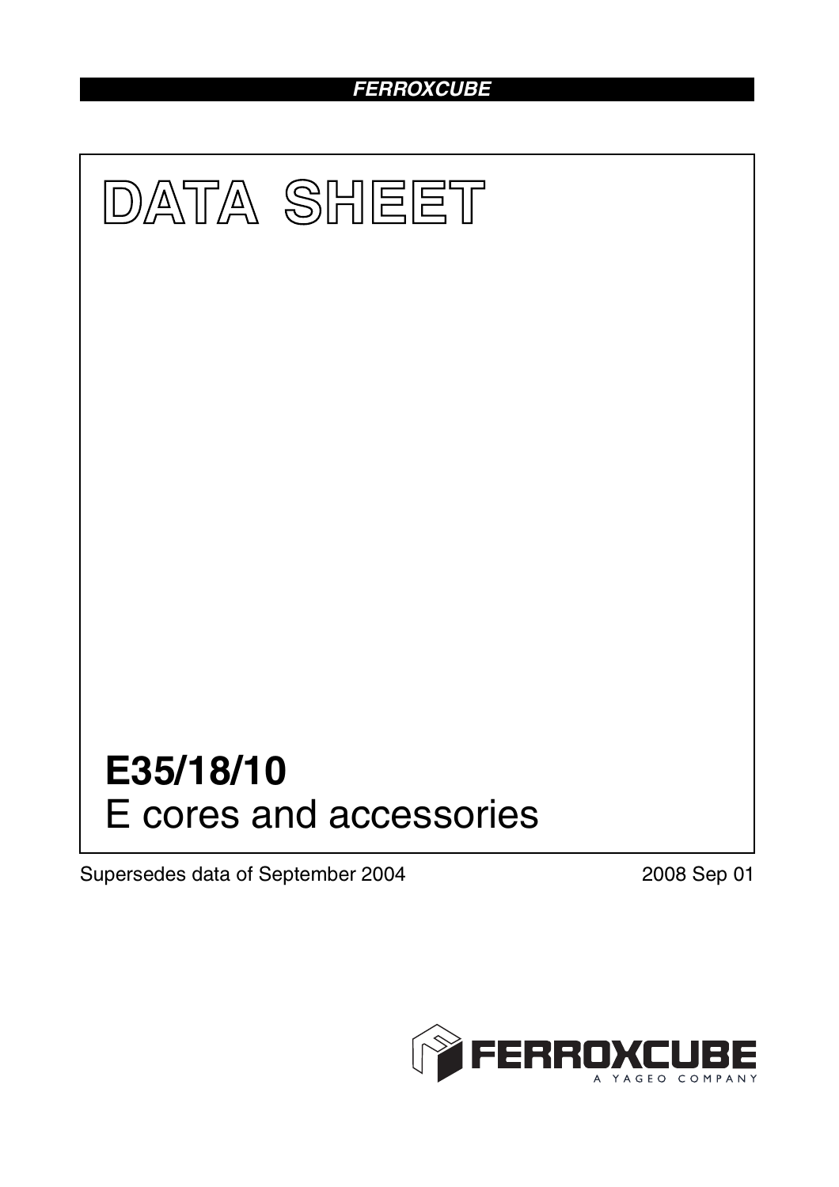FERROXCUBE

# DATA SHEET

# E35/18/10

E cores and accessories

Supersedes data of September 2004

2008 Sep 01

FERROXCUBE

A YAGEO COMPANY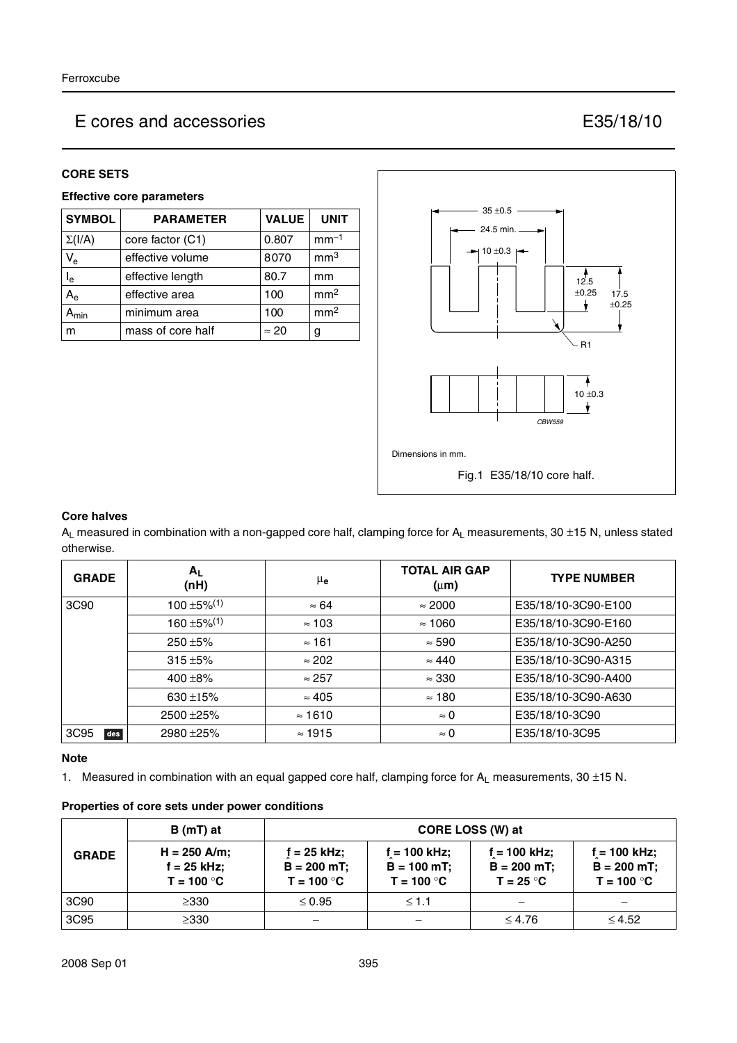## E cores and accessories — E35/18/10

### CORE SETS

#### Effective core parameters

| SYMBOL | PARAMETER | VALUE | UNIT |
|---|---|---|---|
| $\Sigma(I/A)$ | core factor (C1) | 0.807 | $mm^{-1}$ |
| $V_e$ | effective volume | 8070 | $mm^3$ |
| $I_e$ | effective length | 80.7 | mm |
| $A_e$ | effective area | 100 | $mm^2$ |
| $A_{min}$ | minimum area | 100 | $mm^2$ |
| m | mass of core half | ≈ 20 | g |

Dimensions in mm.

Fig.1 E35/18/10 core half.

#### Core halves

$A_L$ measured in combination with a non-gapped core half, clamping force for $A_L$ measurements, 30 ±15 N, unless stated otherwise.

| GRADE | $A_L$ (nH) | $\mu_e$ | TOTAL AIR GAP (μm) | TYPE NUMBER |
|---|---|---|---|---|
| 3C90 | 100 ±5%[1] | ≈ 64 | ≈ 2000 | E35/18/10-3C90-E100 |
| | 160 ±5%[1] | ≈ 103 | ≈ 1060 | E35/18/10-3C90-E160 |
| | 250 ±5% | ≈ 161 | ≈ 590 | E35/18/10-3C90-A250 |
| | 315 ±5% | ≈ 202 | ≈ 440 | E35/18/10-3C90-A315 |
| | 400 ±8% | ≈ 257 | ≈ 330 | E35/18/10-3C90-A400 |
| | 630 ±15% | ≈ 405 | ≈ 180 | E35/18/10-3C90-A630 |
| | 2500 ±25% | ≈ 1610 | ≈ 0 | E35/18/10-3C90 |
| 3C95 des | 2980 ±25% | ≈ 1915 | ≈ 0 | E35/18/10-3C95 |

**Note**

1. Measured in combination with an equal gapped core half, clamping force for $A_L$ measurements, 30 ±15 N.

#### Properties of core sets under power conditions

| GRADE | B (mT) at | CORE LOSS (W) at | | | |
|---|---|---|---|---|---|
| | H = 250 A/m; f = 25 kHz; T = 100 °C | f = 25 kHz; $\hat{B}$ = 200 mT; T = 100 °C | f = 100 kHz; $\hat{B}$ = 100 mT; T = 100 °C | f = 100 kHz; $\hat{B}$ = 200 mT; T = 25 °C | f = 100 kHz; $\hat{B}$ = 200 mT; T = 100 °C |
| 3C90 | ≥330 | ≤ 0.95 | ≤ 1.1 | – | – |
| 3C95 | ≥330 | – | – | ≤ 4.76 | ≤ 4.52 |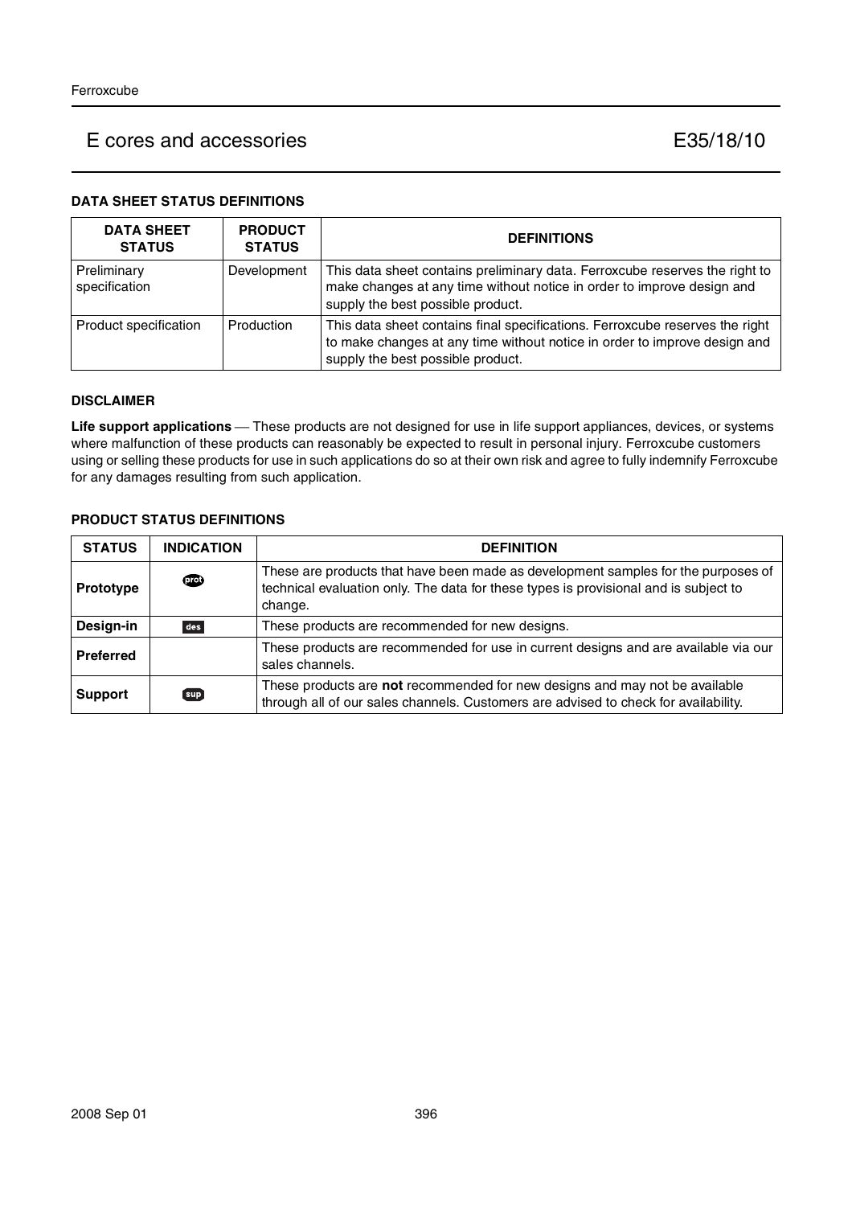## DATA SHEET STATUS DEFINITIONS

| DATA SHEET STATUS | PRODUCT STATUS | DEFINITIONS |
| --- | --- | --- |
| Preliminary specification | Development | This data sheet contains preliminary data. Ferroxcube reserves the right to make changes at any time without notice in order to improve design and supply the best possible product. |
| Product specification | Production | This data sheet contains final specifications. Ferroxcube reserves the right to make changes at any time without notice in order to improve design and supply the best possible product. |

## DISCLAIMER

**Life support applications** — These products are not designed for use in life support appliances, devices, or systems where malfunction of these products can reasonably be expected to result in personal injury. Ferroxcube customers using or selling these products for use in such applications do so at their own risk and agree to fully indemnify Ferroxcube for any damages resulting from such application.

## PRODUCT STATUS DEFINITIONS

| STATUS | INDICATION | DEFINITION |
| --- | --- | --- |
| **Prototype** | prot | These are products that have been made as development samples for the purposes of technical evaluation only. The data for these types is provisional and is subject to change. |
| **Design-in** | des | These products are recommended for new designs. |
| **Preferred** | | These products are recommended for use in current designs and are available via our sales channels. |
| **Support** | sup | These products are **not** recommended for new designs and may not be available through all of our sales channels. Customers are advised to check for availability. |